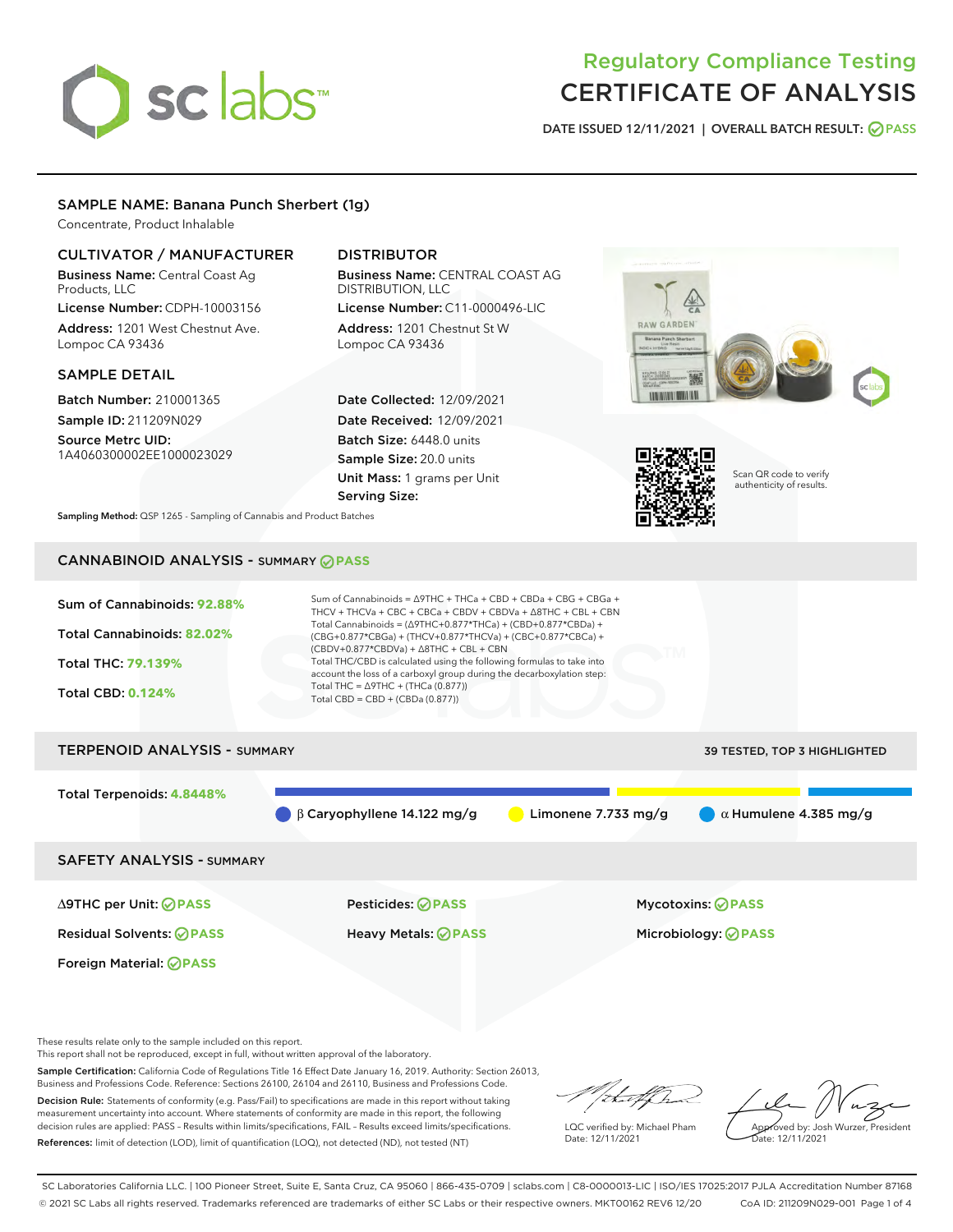# Regulatory Compliance Testing
# CERTIFICATE OF ANALYSIS

DATE ISSUED 12/11/2021 | OVERALL BATCH RESULT: PASS

## SAMPLE NAME: Banana Punch Sherbert (1g)

Concentrate, Product Inhalable

### CULTIVATOR / MANUFACTURER

**Business Name:** Central Coast Ag Products, LLC
**License Number:** CDPH-10003156
**Address:** 1201 West Chestnut Ave. Lompoc CA 93436

### DISTRIBUTOR

**Business Name:** CENTRAL COAST AG DISTRIBUTION, LLC
**License Number:** C11-0000496-LIC
**Address:** 1201 Chestnut St W Lompoc CA 93436

### SAMPLE DETAIL

**Batch Number:** 210001365
**Sample ID:** 211209N029
**Source Metrc UID:** 1A4060300002EE1000023029

**Date Collected:** 12/09/2021
**Date Received:** 12/09/2021
**Batch Size:** 6448.0 units
**Sample Size:** 20.0 units
**Unit Mass:** 1 grams per Unit
**Serving Size:**

Scan QR code to verify authenticity of results.

**Sampling Method:** QSP 1265 - Sampling of Cannabis and Product Batches

## CANNABINOID ANALYSIS - SUMMARY PASS

Sum of Cannabinoids: **92.88%**
Total Cannabinoids: **82.02%**
Total THC: **79.139%**
Total CBD: **0.124%**

Sum of Cannabinoids = Δ9THC + THCa + CBD + CBDa + CBG + CBGa + THCV + THCVa + CBC + CBCa + CBDV + CBDVa + Δ8THC + CBL + CBN
Total Cannabinoids = (Δ9THC+0.877*THCa) + (CBD+0.877*CBDa) + (CBG+0.877*CBGa) + (THCV+0.877*THCVa) + (CBC+0.877*CBCa) + (CBDV+0.877*CBDVa) + Δ8THC + CBL + CBN
Total THC/CBD is calculated using the following formulas to take into account the loss of a carboxyl group during the decarboxylation step:
Total THC = Δ9THC + (THCa (0.877))
Total CBD = CBD + (CBDa (0.877))

## TERPENOID ANALYSIS - SUMMARY

39 TESTED, TOP 3 HIGHLIGHTED

Total Terpenoids: **4.8448%**

β Caryophyllene 14.122 mg/g | Limonene 7.733 mg/g | α Humulene 4.385 mg/g

## SAFETY ANALYSIS - SUMMARY

| | | |
|---|---|---|
| Δ9THC per Unit: PASS | Pesticides: PASS | Mycotoxins: PASS |
| Residual Solvents: PASS | Heavy Metals: PASS | Microbiology: PASS |
| Foreign Material: PASS | | |

These results relate only to the sample included on this report.
This report shall not be reproduced, except in full, without written approval of the laboratory.

**Sample Certification:** California Code of Regulations Title 16 Effect Date January 16, 2019. Authority: Section 26013, Business and Professions Code. Reference: Sections 26100, 26104 and 26110, Business and Professions Code.

**Decision Rule:** Statements of conformity (e.g. Pass/Fail) to specifications are made in this report without taking measurement uncertainty into account. Where statements of conformity are made in this report, the following decision rules are applied: PASS – Results within limits/specifications, FAIL – Results exceed limits/specifications.

**References:** limit of detection (LOD), limit of quantification (LOQ), not detected (ND), not tested (NT)

LQC verified by: Michael Pham
Date: 12/11/2021

Approved by: Josh Wurzer, President
Date: 12/11/2021

SC Laboratories California LLC. | 100 Pioneer Street, Suite E, Santa Cruz, CA 95060 | 866-435-0709 | sclabs.com | C8-0000013-LIC | ISO/IES 17025:2017 PJLA Accreditation Number 87168
© 2021 SC Labs all rights reserved. Trademarks referenced are trademarks of either SC Labs or their respective owners. MKT00162 REV6 12/20 CoA ID: 211209N029-001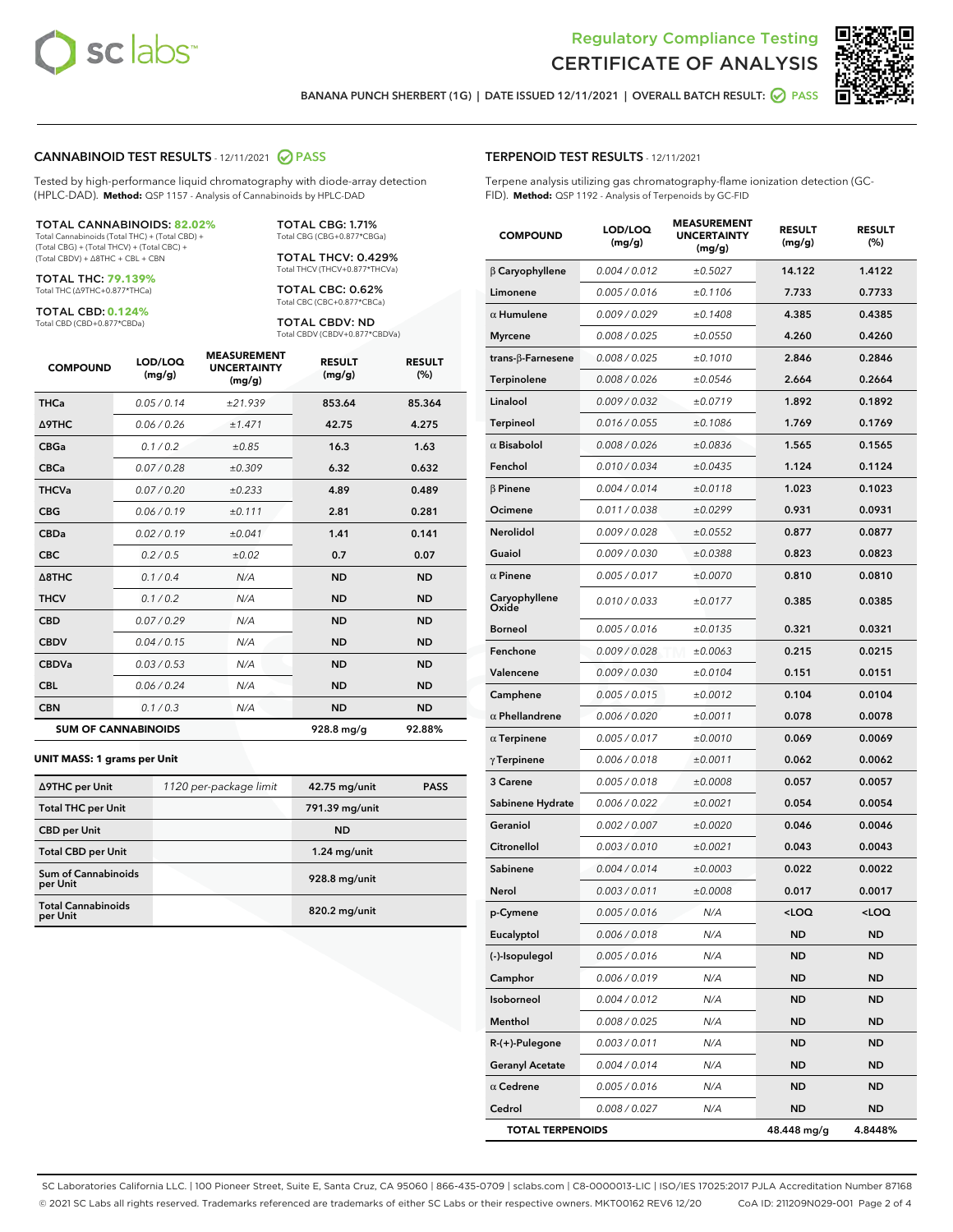Regulatory Compliance Testing
# CERTIFICATE OF ANALYSIS

BANANA PUNCH SHERBERT (1G) | DATE ISSUED 12/11/2021 | OVERALL BATCH RESULT: PASS

## CANNABINOID TEST RESULTS - 12/11/2021 PASS

Tested by high-performance liquid chromatography with diode-array detection (HPLC-DAD). **Method:** QSP 1157 - Analysis of Cannabinoids by HPLC-DAD

**TOTAL CANNABINOIDS: 82.02%**
Total Cannabinoids (Total THC) + (Total CBD) + (Total CBG) + (Total THCV) + (Total CBC) + (Total CBDV) + Δ8THC + CBL + CBN

**TOTAL THC: 79.139%**
Total THC (Δ9THC+0.877*THCa)

**TOTAL CBD: 0.124%**
Total CBD (CBD+0.877*CBDa)

**TOTAL CBG: 1.71%**
Total CBG (CBG+0.877*CBGa)

**TOTAL THCV: 0.429%**
Total THCV (THCV+0.877*THCVa)

**TOTAL CBC: 0.62%**
Total CBC (CBC+0.877*CBCa)

**TOTAL CBDV: ND**
Total CBDV (CBDV+0.877*CBDVa)

| COMPOUND | LOD/LOQ (mg/g) | MEASUREMENT UNCERTAINTY (mg/g) | RESULT (mg/g) | RESULT (%) |
|---|---|---|---|---|
| THCa | 0.05 / 0.14 | ±21.939 | 853.64 | 85.364 |
| Δ9THC | 0.06 / 0.26 | ±1.471 | 42.75 | 4.275 |
| CBGa | 0.1 / 0.2 | ±0.85 | 16.3 | 1.63 |
| CBCa | 0.07 / 0.28 | ±0.309 | 6.32 | 0.632 |
| THCVa | 0.07 / 0.20 | ±0.233 | 4.89 | 0.489 |
| CBG | 0.06 / 0.19 | ±0.111 | 2.81 | 0.281 |
| CBDa | 0.02 / 0.19 | ±0.041 | 1.41 | 0.141 |
| CBC | 0.2 / 0.5 | ±0.02 | 0.7 | 0.07 |
| Δ8THC | 0.1 / 0.4 | N/A | ND | ND |
| THCV | 0.1 / 0.2 | N/A | ND | ND |
| CBD | 0.07 / 0.29 | N/A | ND | ND |
| CBDV | 0.04 / 0.15 | N/A | ND | ND |
| CBDVa | 0.03 / 0.53 | N/A | ND | ND |
| CBL | 0.06 / 0.24 | N/A | ND | ND |
| CBN | 0.1 / 0.3 | N/A | ND | ND |
| **SUM OF CANNABINOIDS** | | | **928.8 mg/g** | **92.88%** |

**UNIT MASS: 1 grams per Unit**

| | | | |
|---|---|---|---|
| Δ9THC per Unit | 1120 per-package limit | 42.75 mg/unit | PASS |
| Total THC per Unit | | 791.39 mg/unit | |
| CBD per Unit | | ND | |
| Total CBD per Unit | | 1.24 mg/unit | |
| Sum of Cannabinoids per Unit | | 928.8 mg/unit | |
| Total Cannabinoids per Unit | | 820.2 mg/unit | |

## TERPENOID TEST RESULTS - 12/11/2021

Terpene analysis utilizing gas chromatography-flame ionization detection (GC-FID). **Method:** QSP 1192 - Analysis of Terpenoids by GC-FID

| COMPOUND | LOD/LOQ (mg/g) | MEASUREMENT UNCERTAINTY (mg/g) | RESULT (mg/g) | RESULT (%) |
|---|---|---|---|---|
| β Caryophyllene | 0.004 / 0.012 | ±0.5027 | 14.122 | 1.4122 |
| Limonene | 0.005 / 0.016 | ±0.1106 | 7.733 | 0.7733 |
| α Humulene | 0.009 / 0.029 | ±0.1408 | 4.385 | 0.4385 |
| Myrcene | 0.008 / 0.025 | ±0.0550 | 4.260 | 0.4260 |
| trans-β-Farnesene | 0.008 / 0.025 | ±0.1010 | 2.846 | 0.2846 |
| Terpinolene | 0.008 / 0.026 | ±0.0546 | 2.664 | 0.2664 |
| Linalool | 0.009 / 0.032 | ±0.0719 | 1.892 | 0.1892 |
| Terpineol | 0.016 / 0.055 | ±0.1086 | 1.769 | 0.1769 |
| α Bisabolol | 0.008 / 0.026 | ±0.0836 | 1.565 | 0.1565 |
| Fenchol | 0.010 / 0.034 | ±0.0435 | 1.124 | 0.1124 |
| β Pinene | 0.004 / 0.014 | ±0.0118 | 1.023 | 0.1023 |
| Ocimene | 0.011 / 0.038 | ±0.0299 | 0.931 | 0.0931 |
| Nerolidol | 0.009 / 0.028 | ±0.0552 | 0.877 | 0.0877 |
| Guaiol | 0.009 / 0.030 | ±0.0388 | 0.823 | 0.0823 |
| α Pinene | 0.005 / 0.017 | ±0.0070 | 0.810 | 0.0810 |
| Caryophyllene Oxide | 0.010 / 0.033 | ±0.0177 | 0.385 | 0.0385 |
| Borneol | 0.005 / 0.016 | ±0.0135 | 0.321 | 0.0321 |
| Fenchone | 0.009 / 0.028 | ±0.0063 | 0.215 | 0.0215 |
| Valencene | 0.009 / 0.030 | ±0.0104 | 0.151 | 0.0151 |
| Camphene | 0.005 / 0.015 | ±0.0012 | 0.104 | 0.0104 |
| α Phellandrene | 0.006 / 0.020 | ±0.0011 | 0.078 | 0.0078 |
| α Terpinene | 0.005 / 0.017 | ±0.0010 | 0.069 | 0.0069 |
| γ Terpinene | 0.006 / 0.018 | ±0.0011 | 0.062 | 0.0062 |
| 3 Carene | 0.005 / 0.018 | ±0.0008 | 0.057 | 0.0057 |
| Sabinene Hydrate | 0.006 / 0.022 | ±0.0021 | 0.054 | 0.0054 |
| Geraniol | 0.002 / 0.007 | ±0.0020 | 0.046 | 0.0046 |
| Citronellol | 0.003 / 0.010 | ±0.0021 | 0.043 | 0.0043 |
| Sabinene | 0.004 / 0.014 | ±0.0003 | 0.022 | 0.0022 |
| Nerol | 0.003 / 0.011 | ±0.0008 | 0.017 | 0.0017 |
| p-Cymene | 0.005 / 0.016 | N/A | <LOQ | <LOQ |
| Eucalyptol | 0.006 / 0.018 | N/A | ND | ND |
| (-)-Isopulegol | 0.005 / 0.016 | N/A | ND | ND |
| Camphor | 0.006 / 0.019 | N/A | ND | ND |
| Isoborneol | 0.004 / 0.012 | N/A | ND | ND |
| Menthol | 0.008 / 0.025 | N/A | ND | ND |
| R-(+)-Pulegone | 0.003 / 0.011 | N/A | ND | ND |
| Geranyl Acetate | 0.004 / 0.014 | N/A | ND | ND |
| α Cedrene | 0.005 / 0.016 | N/A | ND | ND |
| Cedrol | 0.008 / 0.027 | N/A | ND | ND |
| **TOTAL TERPENOIDS** | | | **48.448 mg/g** | **4.8448%** |

SC Laboratories California LLC. | 100 Pioneer Street, Suite E, Santa Cruz, CA 95060 | 866-435-0709 | sclabs.com | C8-0000013-LIC | ISO/IES 17025:2017 PJLA Accreditation Number 87168
© 2021 SC Labs all rights reserved. Trademarks referenced are trademarks of either SC Labs or their respective owners. MKT00162 REV6 12/20 CoA ID: 211209N029-001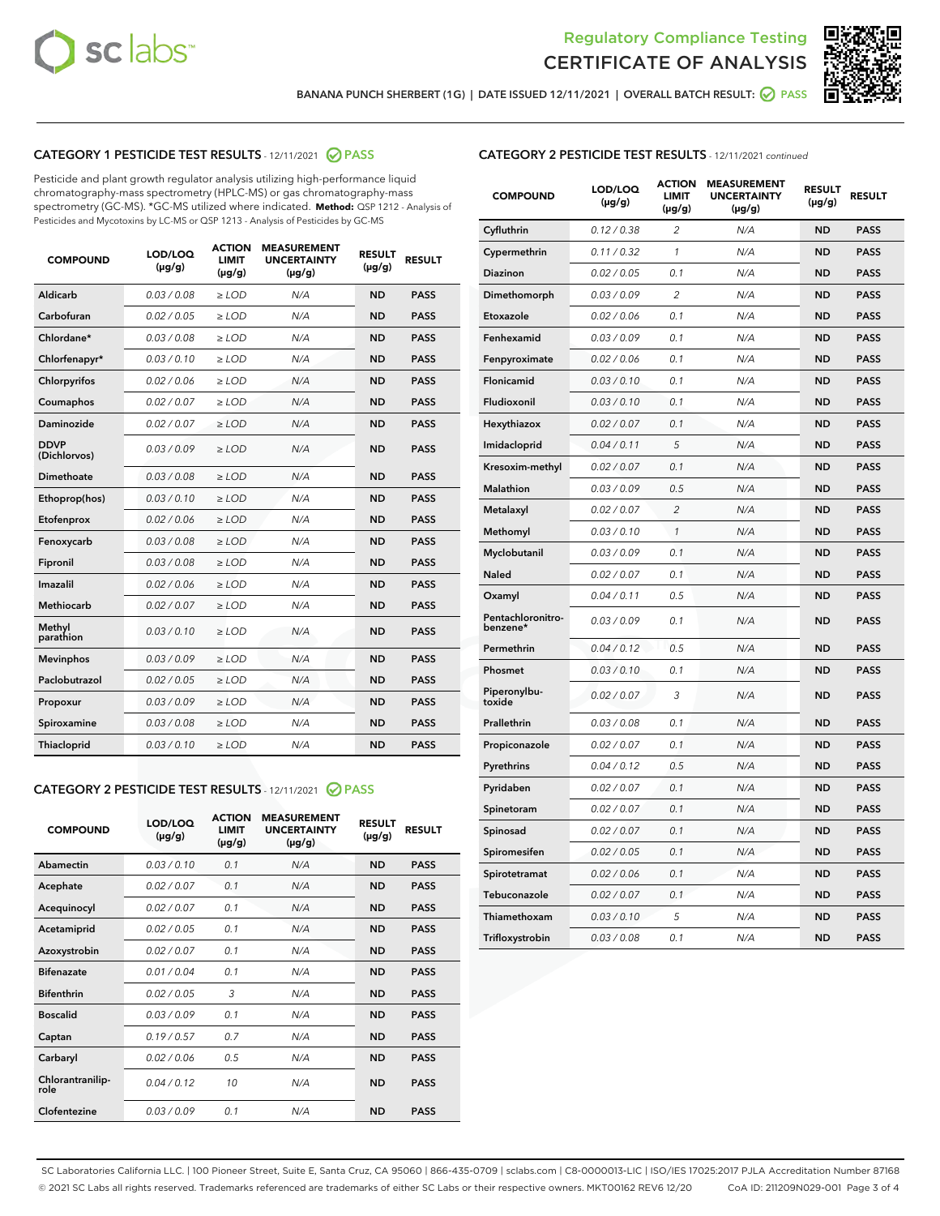Regulatory Compliance Testing

# CERTIFICATE OF ANALYSIS

BANANA PUNCH SHERBERT (1G) | DATE ISSUED 12/11/2021 | OVERALL BATCH RESULT: PASS

## CATEGORY 1 PESTICIDE TEST RESULTS - 12/11/2021 PASS

Pesticide and plant growth regulator analysis utilizing high-performance liquid chromatography-mass spectrometry (HPLC-MS) or gas chromatography-mass spectrometry (GC-MS). *GC-MS utilized where indicated. **Method:** QSP 1212 - Analysis of Pesticides and Mycotoxins by LC-MS or QSP 1213 - Analysis of Pesticides by GC-MS

| COMPOUND | LOD/LOQ (µg/g) | ACTION LIMIT (µg/g) | MEASUREMENT UNCERTAINTY (µg/g) | RESULT (µg/g) | RESULT |
|---|---|---|---|---|---|
| Aldicarb | 0.03 / 0.08 | ≥ LOD | N/A | ND | PASS |
| Carbofuran | 0.02 / 0.05 | ≥ LOD | N/A | ND | PASS |
| Chlordane* | 0.03 / 0.08 | ≥ LOD | N/A | ND | PASS |
| Chlorfenapyr* | 0.03 / 0.10 | ≥ LOD | N/A | ND | PASS |
| Chlorpyrifos | 0.02 / 0.06 | ≥ LOD | N/A | ND | PASS |
| Coumaphos | 0.02 / 0.07 | ≥ LOD | N/A | ND | PASS |
| Daminozide | 0.02 / 0.07 | ≥ LOD | N/A | ND | PASS |
| DDVP (Dichlorvos) | 0.03 / 0.09 | ≥ LOD | N/A | ND | PASS |
| Dimethoate | 0.03 / 0.08 | ≥ LOD | N/A | ND | PASS |
| Ethoprop(hos) | 0.03 / 0.10 | ≥ LOD | N/A | ND | PASS |
| Etofenprox | 0.02 / 0.06 | ≥ LOD | N/A | ND | PASS |
| Fenoxycarb | 0.03 / 0.08 | ≥ LOD | N/A | ND | PASS |
| Fipronil | 0.03 / 0.08 | ≥ LOD | N/A | ND | PASS |
| Imazalil | 0.02 / 0.06 | ≥ LOD | N/A | ND | PASS |
| Methiocarb | 0.02 / 0.07 | ≥ LOD | N/A | ND | PASS |
| Methyl parathion | 0.03 / 0.10 | ≥ LOD | N/A | ND | PASS |
| Mevinphos | 0.03 / 0.09 | ≥ LOD | N/A | ND | PASS |
| Paclobutrazol | 0.02 / 0.05 | ≥ LOD | N/A | ND | PASS |
| Propoxur | 0.03 / 0.09 | ≥ LOD | N/A | ND | PASS |
| Spiroxamine | 0.03 / 0.08 | ≥ LOD | N/A | ND | PASS |
| Thiacloprid | 0.03 / 0.10 | ≥ LOD | N/A | ND | PASS |

## CATEGORY 2 PESTICIDE TEST RESULTS - 12/11/2021 PASS

| COMPOUND | LOD/LOQ (µg/g) | ACTION LIMIT (µg/g) | MEASUREMENT UNCERTAINTY (µg/g) | RESULT (µg/g) | RESULT |
|---|---|---|---|---|---|
| Abamectin | 0.03 / 0.10 | 0.1 | N/A | ND | PASS |
| Acephate | 0.02 / 0.07 | 0.1 | N/A | ND | PASS |
| Acequinocyl | 0.02 / 0.07 | 0.1 | N/A | ND | PASS |
| Acetamiprid | 0.02 / 0.05 | 0.1 | N/A | ND | PASS |
| Azoxystrobin | 0.02 / 0.07 | 0.1 | N/A | ND | PASS |
| Bifenazate | 0.01 / 0.04 | 0.1 | N/A | ND | PASS |
| Bifenthrin | 0.02 / 0.05 | 3 | N/A | ND | PASS |
| Boscalid | 0.03 / 0.09 | 0.1 | N/A | ND | PASS |
| Captan | 0.19 / 0.57 | 0.7 | N/A | ND | PASS |
| Carbaryl | 0.02 / 0.06 | 0.5 | N/A | ND | PASS |
| Chlorantraniliprole | 0.04 / 0.12 | 10 | N/A | ND | PASS |
| Clofentezine | 0.03 / 0.09 | 0.1 | N/A | ND | PASS |
| Cyfluthrin | 0.12 / 0.38 | 2 | N/A | ND | PASS |
| Cypermethrin | 0.11 / 0.32 | 1 | N/A | ND | PASS |
| Diazinon | 0.02 / 0.05 | 0.1 | N/A | ND | PASS |
| Dimethomorph | 0.03 / 0.09 | 2 | N/A | ND | PASS |
| Etoxazole | 0.02 / 0.06 | 0.1 | N/A | ND | PASS |
| Fenhexamid | 0.03 / 0.09 | 0.1 | N/A | ND | PASS |
| Fenpyroximate | 0.02 / 0.06 | 0.1 | N/A | ND | PASS |
| Flonicamid | 0.03 / 0.10 | 0.1 | N/A | ND | PASS |
| Fludioxonil | 0.03 / 0.10 | 0.1 | N/A | ND | PASS |
| Hexythiazox | 0.02 / 0.07 | 0.1 | N/A | ND | PASS |
| Imidacloprid | 0.04 / 0.11 | 5 | N/A | ND | PASS |
| Kresoxim-methyl | 0.02 / 0.07 | 0.1 | N/A | ND | PASS |
| Malathion | 0.03 / 0.09 | 0.5 | N/A | ND | PASS |
| Metalaxyl | 0.02 / 0.07 | 2 | N/A | ND | PASS |
| Methomyl | 0.03 / 0.10 | 1 | N/A | ND | PASS |
| Myclobutanil | 0.03 / 0.09 | 0.1 | N/A | ND | PASS |
| Naled | 0.02 / 0.07 | 0.1 | N/A | ND | PASS |
| Oxamyl | 0.04 / 0.11 | 0.5 | N/A | ND | PASS |
| Pentachloronitrobenzene* | 0.03 / 0.09 | 0.1 | N/A | ND | PASS |
| Permethrin | 0.04 / 0.12 | 0.5 | N/A | ND | PASS |
| Phosmet | 0.03 / 0.10 | 0.1 | N/A | ND | PASS |
| Piperonylbutoxide | 0.02 / 0.07 | 3 | N/A | ND | PASS |
| Prallethrin | 0.03 / 0.08 | 0.1 | N/A | ND | PASS |
| Propiconazole | 0.02 / 0.07 | 0.1 | N/A | ND | PASS |
| Pyrethrins | 0.04 / 0.12 | 0.5 | N/A | ND | PASS |
| Pyridaben | 0.02 / 0.07 | 0.1 | N/A | ND | PASS |
| Spinetoram | 0.02 / 0.07 | 0.1 | N/A | ND | PASS |
| Spinosad | 0.02 / 0.07 | 0.1 | N/A | ND | PASS |
| Spiromesifen | 0.02 / 0.05 | 0.1 | N/A | ND | PASS |
| Spirotetramat | 0.02 / 0.06 | 0.1 | N/A | ND | PASS |
| Tebuconazole | 0.02 / 0.07 | 0.1 | N/A | ND | PASS |
| Thiamethoxam | 0.03 / 0.10 | 5 | N/A | ND | PASS |
| Trifloxystrobin | 0.03 / 0.08 | 0.1 | N/A | ND | PASS |

SC Laboratories California LLC. | 100 Pioneer Street, Suite E, Santa Cruz, CA 95060 | 866-435-0709 | sclabs.com | C8-0000013-LIC | ISO/IES 17025:2017 PJLA Accreditation Number 87168
© 2021 SC Labs all rights reserved. Trademarks referenced are trademarks of either SC Labs or their respective owners. MKT00162 REV6 12/20 CoA ID: 211209N029-001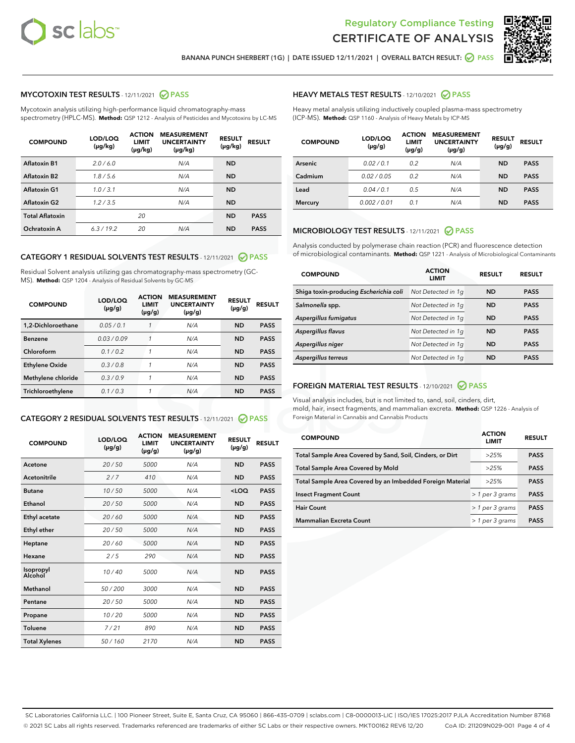# Regulatory Compliance Testing
# CERTIFICATE OF ANALYSIS

BANANA PUNCH SHERBERT (1G) | DATE ISSUED 12/11/2021 | OVERALL BATCH RESULT: PASS

## MYCOTOXIN TEST RESULTS - 12/11/2021 PASS

Mycotoxin analysis utilizing high-performance liquid chromatography-mass spectrometry (HPLC-MS). **Method:** QSP 1212 - Analysis of Pesticides and Mycotoxins by LC-MS

| COMPOUND | LOD/LOQ (µg/kg) | ACTION LIMIT (µg/kg) | MEASUREMENT UNCERTAINTY (µg/kg) | RESULT (µg/kg) | RESULT |
|---|---|---|---|---|---|
| Aflatoxin B1 | 2.0 / 6.0 | | N/A | ND | |
| Aflatoxin B2 | 1.8 / 5.6 | | N/A | ND | |
| Aflatoxin G1 | 1.0 / 3.1 | | N/A | ND | |
| Aflatoxin G2 | 1.2 / 3.5 | | N/A | ND | |
| Total Aflatoxin | | 20 | | ND | PASS |
| Ochratoxin A | 6.3 / 19.2 | 20 | N/A | ND | PASS |

## CATEGORY 1 RESIDUAL SOLVENTS TEST RESULTS - 12/11/2021 PASS

Residual Solvent analysis utilizing gas chromatography-mass spectrometry (GC-MS). **Method:** QSP 1204 - Analysis of Residual Solvents by GC-MS

| COMPOUND | LOD/LOQ (µg/g) | ACTION LIMIT (µg/g) | MEASUREMENT UNCERTAINTY (µg/g) | RESULT (µg/g) | RESULT |
|---|---|---|---|---|---|
| 1,2-Dichloroethane | 0.05 / 0.1 | 1 | N/A | ND | PASS |
| Benzene | 0.03 / 0.09 | 1 | N/A | ND | PASS |
| Chloroform | 0.1 / 0.2 | 1 | N/A | ND | PASS |
| Ethylene Oxide | 0.3 / 0.8 | 1 | N/A | ND | PASS |
| Methylene chloride | 0.3 / 0.9 | 1 | N/A | ND | PASS |
| Trichloroethylene | 0.1 / 0.3 | 1 | N/A | ND | PASS |

## CATEGORY 2 RESIDUAL SOLVENTS TEST RESULTS - 12/11/2021 PASS

| COMPOUND | LOD/LOQ (µg/g) | ACTION LIMIT (µg/g) | MEASUREMENT UNCERTAINTY (µg/g) | RESULT (µg/g) | RESULT |
|---|---|---|---|---|---|
| Acetone | 20 / 50 | 5000 | N/A | ND | PASS |
| Acetonitrile | 2 / 7 | 410 | N/A | ND | PASS |
| Butane | 10 / 50 | 5000 | N/A | <LOQ | PASS |
| Ethanol | 20 / 50 | 5000 | N/A | ND | PASS |
| Ethyl acetate | 20 / 60 | 5000 | N/A | ND | PASS |
| Ethyl ether | 20 / 50 | 5000 | N/A | ND | PASS |
| Heptane | 20 / 60 | 5000 | N/A | ND | PASS |
| Hexane | 2 / 5 | 290 | N/A | ND | PASS |
| Isopropyl Alcohol | 10 / 40 | 5000 | N/A | ND | PASS |
| Methanol | 50 / 200 | 3000 | N/A | ND | PASS |
| Pentane | 20 / 50 | 5000 | N/A | ND | PASS |
| Propane | 10 / 20 | 5000 | N/A | ND | PASS |
| Toluene | 7 / 21 | 890 | N/A | ND | PASS |
| Total Xylenes | 50 / 160 | 2170 | N/A | ND | PASS |

## HEAVY METALS TEST RESULTS - 12/10/2021 PASS

Heavy metal analysis utilizing inductively coupled plasma-mass spectrometry (ICP-MS). **Method:** QSP 1160 - Analysis of Heavy Metals by ICP-MS

| COMPOUND | LOD/LOQ (µg/g) | ACTION LIMIT (µg/g) | MEASUREMENT UNCERTAINTY (µg/g) | RESULT (µg/g) | RESULT |
|---|---|---|---|---|---|
| Arsenic | 0.02 / 0.1 | 0.2 | N/A | ND | PASS |
| Cadmium | 0.02 / 0.05 | 0.2 | N/A | ND | PASS |
| Lead | 0.04 / 0.1 | 0.5 | N/A | ND | PASS |
| Mercury | 0.002 / 0.01 | 0.1 | N/A | ND | PASS |

## MICROBIOLOGY TEST RESULTS - 12/11/2021 PASS

Analysis conducted by polymerase chain reaction (PCR) and fluorescence detection of microbiological contaminants. **Method:** QSP 1221 - Analysis of Microbiological Contaminants

| COMPOUND | ACTION LIMIT | RESULT | RESULT |
|---|---|---|---|
| Shiga toxin-producing *Escherichia coli* | Not Detected in 1g | ND | PASS |
| *Salmonella* spp. | Not Detected in 1g | ND | PASS |
| *Aspergillus fumigatus* | Not Detected in 1g | ND | PASS |
| *Aspergillus flavus* | Not Detected in 1g | ND | PASS |
| *Aspergillus niger* | Not Detected in 1g | ND | PASS |
| *Aspergillus terreus* | Not Detected in 1g | ND | PASS |

## FOREIGN MATERIAL TEST RESULTS - 12/10/2021 PASS

Visual analysis includes, but is not limited to, sand, soil, cinders, dirt, mold, hair, insect fragments, and mammalian excreta. **Method:** QSP 1226 - Analysis of Foreign Material in Cannabis and Cannabis Products

| COMPOUND | ACTION LIMIT | RESULT |
|---|---|---|
| Total Sample Area Covered by Sand, Soil, Cinders, or Dirt | >25% | PASS |
| Total Sample Area Covered by Mold | >25% | PASS |
| Total Sample Area Covered by an Imbedded Foreign Material | >25% | PASS |
| Insect Fragment Count | > 1 per 3 grams | PASS |
| Hair Count | > 1 per 3 grams | PASS |
| Mammalian Excreta Count | > 1 per 3 grams | PASS |

SC Laboratories California LLC. | 100 Pioneer Street, Suite E, Santa Cruz, CA 95060 | 866-435-0709 | sclabs.com | C8-0000013-LIC | ISO/IES 17025:2017 PJLA Accreditation Number 87168
© 2021 SC Labs all rights reserved. Trademarks referenced are trademarks of either SC Labs or their respective owners. MKT00162 REV6 12/20 CoA ID: 211209N029-001